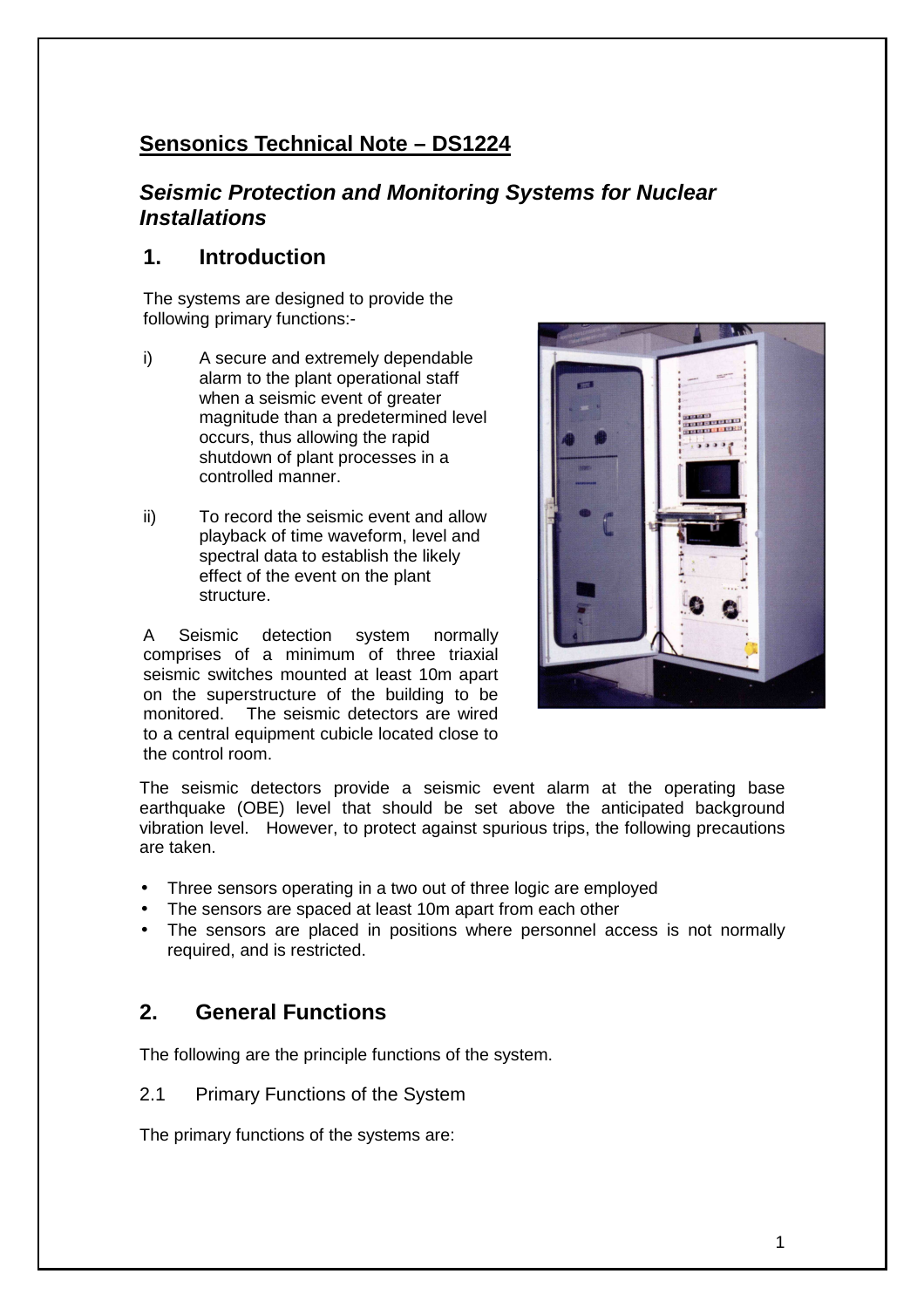## Sensonics Technical Note – DS1224

### *Seismic Protection and Monitoring Systems for Nuclear Installations*

## 1. Introduction

The systems are designed to provide the following primary functions:-

i) A secure and extremely dependable alarm to the plant operational staff when a seismic event of greater magnitude than a predetermined level occurs, thus allowing the rapid shutdown of plant processes in a controlled manner.

ii) To record the seismic event and allow playback of time waveform, level and spectral data to establish the likely effect of the event on the plant structure.

A Seismic detection system normally comprises of a minimum of three triaxial seismic switches mounted at least 10m apart on the superstructure of the building to be monitored. The seismic detectors are wired to a central equipment cubicle located close to the control room.

The seismic detectors provide a seismic event alarm at the operating base earthquake (OBE) level that should be set above the anticipated background vibration level. However, to protect against spurious trips, the following precautions are taken.

- Three sensors operating in a two out of three logic are employed
- The sensors are spaced at least 10m apart from each other
- The sensors are placed in positions where personnel access is not normally required, and is restricted.

## 2. General Functions

The following are the principle functions of the system.

2.1 Primary Functions of the System

The primary functions of the systems are: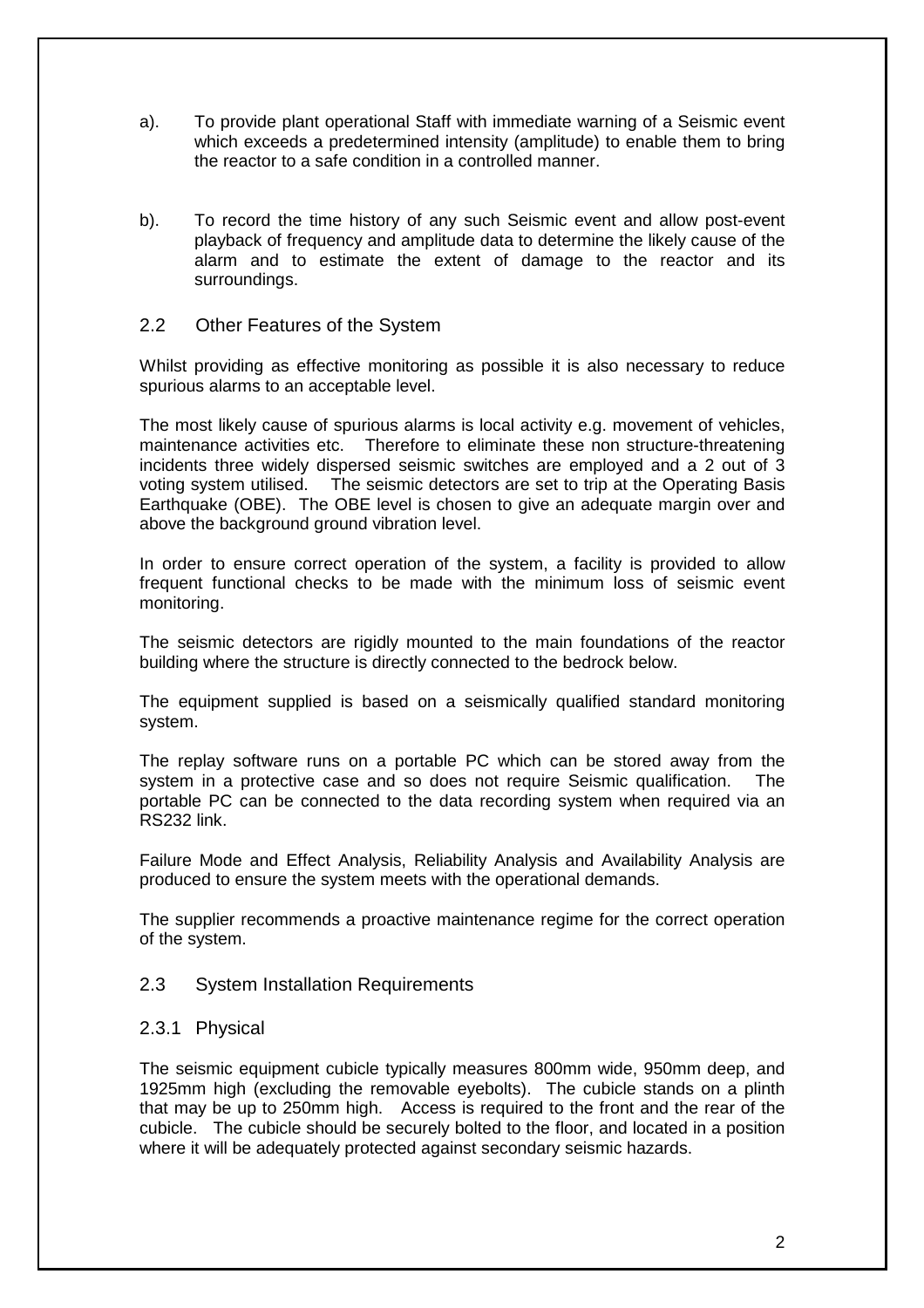a). To provide plant operational Staff with immediate warning of a Seismic event which exceeds a predetermined intensity (amplitude) to enable them to bring the reactor to a safe condition in a controlled manner.

b). To record the time history of any such Seismic event and allow post-event playback of frequency and amplitude data to determine the likely cause of the alarm and to estimate the extent of damage to the reactor and its surroundings.

## 2.2 Other Features of the System

Whilst providing as effective monitoring as possible it is also necessary to reduce spurious alarms to an acceptable level.

The most likely cause of spurious alarms is local activity e.g. movement of vehicles, maintenance activities etc. Therefore to eliminate these non structure-threatening incidents three widely dispersed seismic switches are employed and a 2 out of 3 voting system utilised. The seismic detectors are set to trip at the Operating Basis Earthquake (OBE). The OBE level is chosen to give an adequate margin over and above the background ground vibration level.

In order to ensure correct operation of the system, a facility is provided to allow frequent functional checks to be made with the minimum loss of seismic event monitoring.

The seismic detectors are rigidly mounted to the main foundations of the reactor building where the structure is directly connected to the bedrock below.

The equipment supplied is based on a seismically qualified standard monitoring system.

The replay software runs on a portable PC which can be stored away from the system in a protective case and so does not require Seismic qualification. The portable PC can be connected to the data recording system when required via an RS232 link.

Failure Mode and Effect Analysis, Reliability Analysis and Availability Analysis are produced to ensure the system meets with the operational demands.

The supplier recommends a proactive maintenance regime for the correct operation of the system.

## 2.3 System Installation Requirements

### 2.3.1 Physical

The seismic equipment cubicle typically measures 800mm wide, 950mm deep, and 1925mm high (excluding the removable eyebolts). The cubicle stands on a plinth that may be up to 250mm high. Access is required to the front and the rear of the cubicle. The cubicle should be securely bolted to the floor, and located in a position where it will be adequately protected against secondary seismic hazards.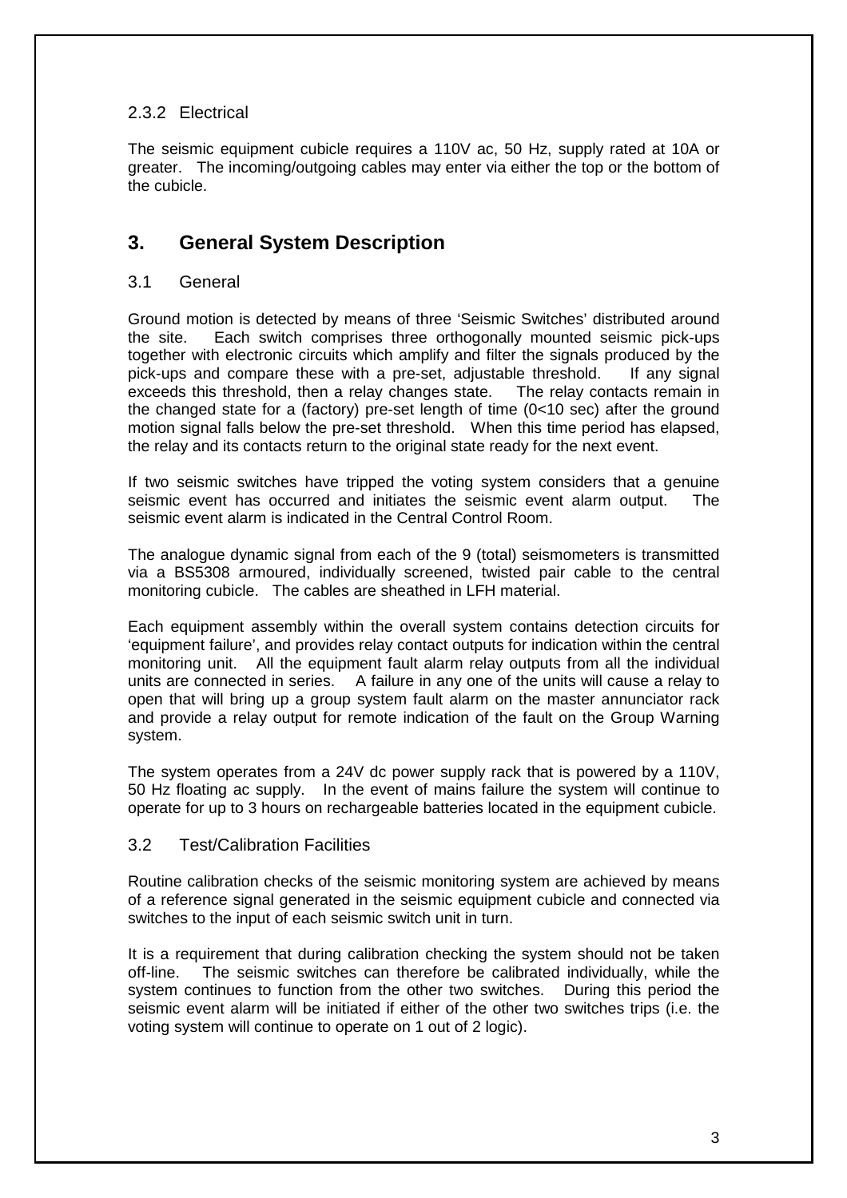### 2.3.2 Electrical

The seismic equipment cubicle requires a 110V ac, 50 Hz, supply rated at 10A or greater. The incoming/outgoing cables may enter via either the top or the bottom of the cubicle.

## 3. General System Description

### 3.1 General

Ground motion is detected by means of three 'Seismic Switches' distributed around the site. Each switch comprises three orthogonally mounted seismic pick-ups together with electronic circuits which amplify and filter the signals produced by the pick-ups and compare these with a pre-set, adjustable threshold. If any signal exceeds this threshold, then a relay changes state. The relay contacts remain in the changed state for a (factory) pre-set length of time (0<10 sec) after the ground motion signal falls below the pre-set threshold. When this time period has elapsed, the relay and its contacts return to the original state ready for the next event.

If two seismic switches have tripped the voting system considers that a genuine seismic event has occurred and initiates the seismic event alarm output. The seismic event alarm is indicated in the Central Control Room.

The analogue dynamic signal from each of the 9 (total) seismometers is transmitted via a BS5308 armoured, individually screened, twisted pair cable to the central monitoring cubicle. The cables are sheathed in LFH material.

Each equipment assembly within the overall system contains detection circuits for 'equipment failure', and provides relay contact outputs for indication within the central monitoring unit. All the equipment fault alarm relay outputs from all the individual units are connected in series. A failure in any one of the units will cause a relay to open that will bring up a group system fault alarm on the master annunciator rack and provide a relay output for remote indication of the fault on the Group Warning system.

The system operates from a 24V dc power supply rack that is powered by a 110V, 50 Hz floating ac supply. In the event of mains failure the system will continue to operate for up to 3 hours on rechargeable batteries located in the equipment cubicle.

### 3.2 Test/Calibration Facilities

Routine calibration checks of the seismic monitoring system are achieved by means of a reference signal generated in the seismic equipment cubicle and connected via switches to the input of each seismic switch unit in turn.

It is a requirement that during calibration checking the system should not be taken off-line. The seismic switches can therefore be calibrated individually, while the system continues to function from the other two switches. During this period the seismic event alarm will be initiated if either of the other two switches trips (i.e. the voting system will continue to operate on 1 out of 2 logic).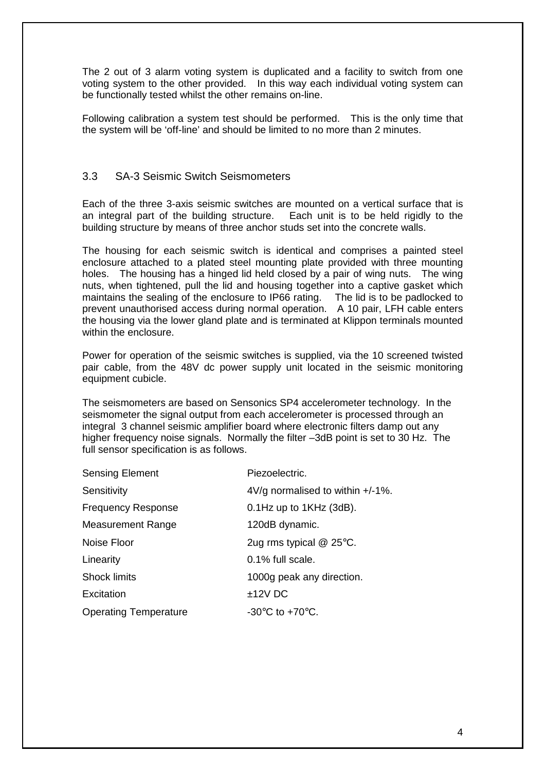The 2 out of 3 alarm voting system is duplicated and a facility to switch from one voting system to the other provided. In this way each individual voting system can be functionally tested whilst the other remains on-line.

Following calibration a system test should be performed. This is the only time that the system will be 'off-line' and should be limited to no more than 2 minutes.

### 3.3 SA-3 Seismic Switch Seismometers

Each of the three 3-axis seismic switches are mounted on a vertical surface that is an integral part of the building structure. Each unit is to be held rigidly to the building structure by means of three anchor studs set into the concrete walls.

The housing for each seismic switch is identical and comprises a painted steel enclosure attached to a plated steel mounting plate provided with three mounting holes. The housing has a hinged lid held closed by a pair of wing nuts. The wing nuts, when tightened, pull the lid and housing together into a captive gasket which maintains the sealing of the enclosure to IP66 rating. The lid is to be padlocked to prevent unauthorised access during normal operation. A 10 pair, LFH cable enters the housing via the lower gland plate and is terminated at Klippon terminals mounted within the enclosure.

Power for operation of the seismic switches is supplied, via the 10 screened twisted pair cable, from the 48V dc power supply unit located in the seismic monitoring equipment cubicle.

The seismometers are based on Sensonics SP4 accelerometer technology. In the seismometer the signal output from each accelerometer is processed through an integral 3 channel seismic amplifier board where electronic filters damp out any higher frequency noise signals. Normally the filter –3dB point is set to 30 Hz. The full sensor specification is as follows.

| | |
|---|---|
| Sensing Element | Piezoelectric. |
| Sensitivity | 4V/g normalised to within +/-1%. |
| Frequency Response | 0.1Hz up to 1KHz (3dB). |
| Measurement Range | 120dB dynamic. |
| Noise Floor | 2ug rms typical @ 25°C. |
| Linearity | 0.1% full scale. |
| Shock limits | 1000g peak any direction. |
| Excitation | ±12V DC |
| Operating Temperature | -30°C to +70°C. |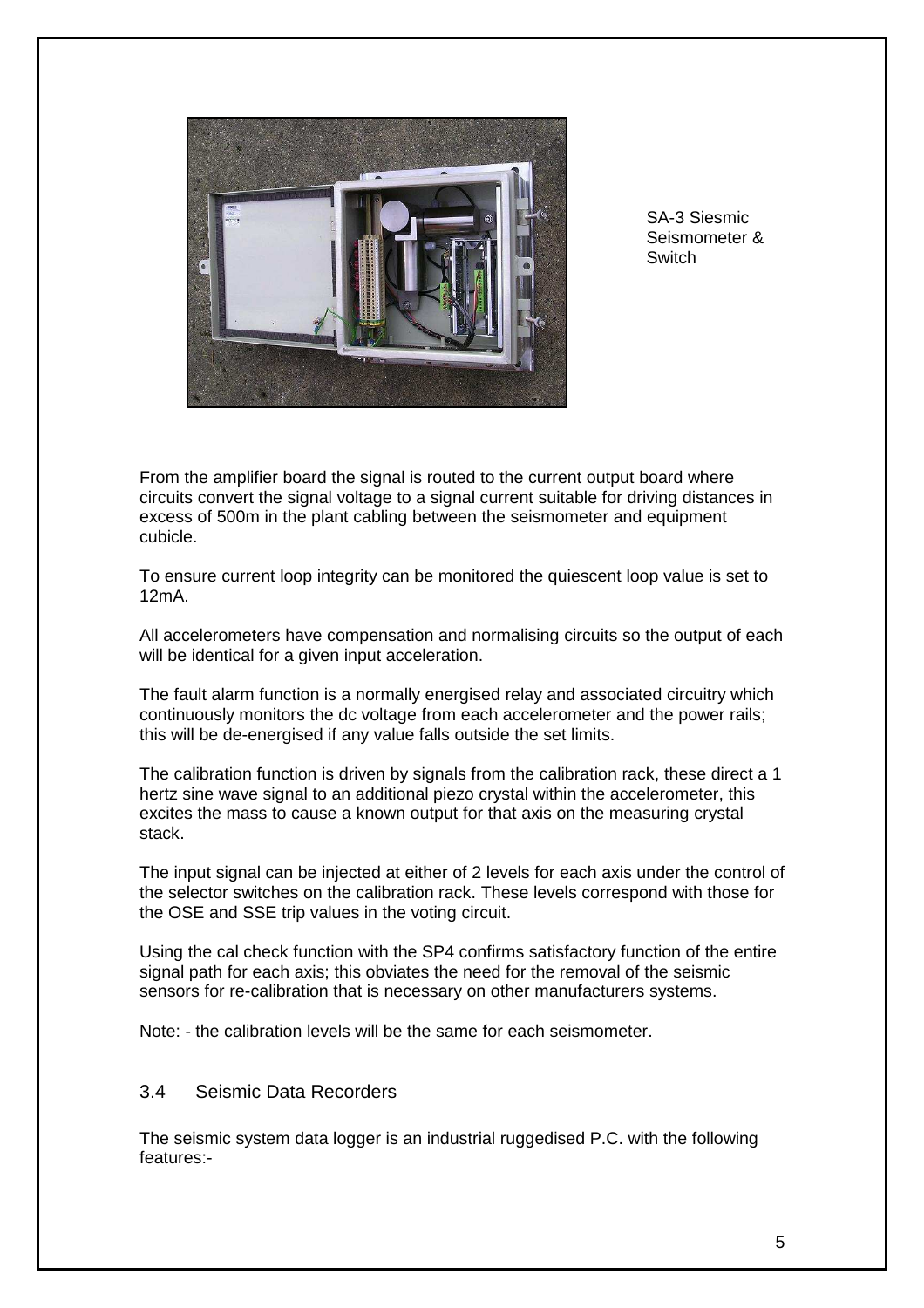SA-3 Siesmic Seismometer & Switch

From the amplifier board the signal is routed to the current output board where circuits convert the signal voltage to a signal current suitable for driving distances in excess of 500m in the plant cabling between the seismometer and equipment cubicle.

To ensure current loop integrity can be monitored the quiescent loop value is set to 12mA.

All accelerometers have compensation and normalising circuits so the output of each will be identical for a given input acceleration.

The fault alarm function is a normally energised relay and associated circuitry which continuously monitors the dc voltage from each accelerometer and the power rails; this will be de-energised if any value falls outside the set limits.

The calibration function is driven by signals from the calibration rack, these direct a 1 hertz sine wave signal to an additional piezo crystal within the accelerometer, this excites the mass to cause a known output for that axis on the measuring crystal stack.

The input signal can be injected at either of 2 levels for each axis under the control of the selector switches on the calibration rack. These levels correspond with those for the OSE and SSE trip values in the voting circuit.

Using the cal check function with the SP4 confirms satisfactory function of the entire signal path for each axis; this obviates the need for the removal of the seismic sensors for re-calibration that is necessary on other manufacturers systems.

Note: - the calibration levels will be the same for each seismometer.

## 3.4 Seismic Data Recorders

The seismic system data logger is an industrial ruggedised P.C. with the following features:-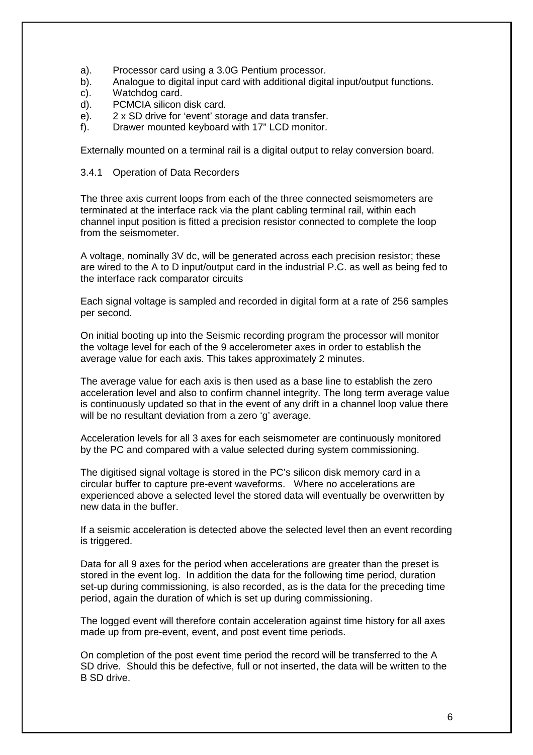a). Processor card using a 3.0G Pentium processor.
b). Analogue to digital input card with additional digital input/output functions.
c). Watchdog card.
d). PCMCIA silicon disk card.
e). 2 x SD drive for 'event' storage and data transfer.
f). Drawer mounted keyboard with 17" LCD monitor.

Externally mounted on a terminal rail is a digital output to relay conversion board.

### 3.4.1 Operation of Data Recorders

The three axis current loops from each of the three connected seismometers are terminated at the interface rack via the plant cabling terminal rail, within each channel input position is fitted a precision resistor connected to complete the loop from the seismometer.

A voltage, nominally 3V dc, will be generated across each precision resistor; these are wired to the A to D input/output card in the industrial P.C. as well as being fed to the interface rack comparator circuits

Each signal voltage is sampled and recorded in digital form at a rate of 256 samples per second.

On initial booting up into the Seismic recording program the processor will monitor the voltage level for each of the 9 accelerometer axes in order to establish the average value for each axis. This takes approximately 2 minutes.

The average value for each axis is then used as a base line to establish the zero acceleration level and also to confirm channel integrity. The long term average value is continuously updated so that in the event of any drift in a channel loop value there will be no resultant deviation from a zero 'g' average.

Acceleration levels for all 3 axes for each seismometer are continuously monitored by the PC and compared with a value selected during system commissioning.

The digitised signal voltage is stored in the PC's silicon disk memory card in a circular buffer to capture pre-event waveforms. Where no accelerations are experienced above a selected level the stored data will eventually be overwritten by new data in the buffer.

If a seismic acceleration is detected above the selected level then an event recording is triggered.

Data for all 9 axes for the period when accelerations are greater than the preset is stored in the event log. In addition the data for the following time period, duration set-up during commissioning, is also recorded, as is the data for the preceding time period, again the duration of which is set up during commissioning.

The logged event will therefore contain acceleration against time history for all axes made up from pre-event, event, and post event time periods.

On completion of the post event time period the record will be transferred to the A SD drive. Should this be defective, full or not inserted, the data will be written to the B SD drive.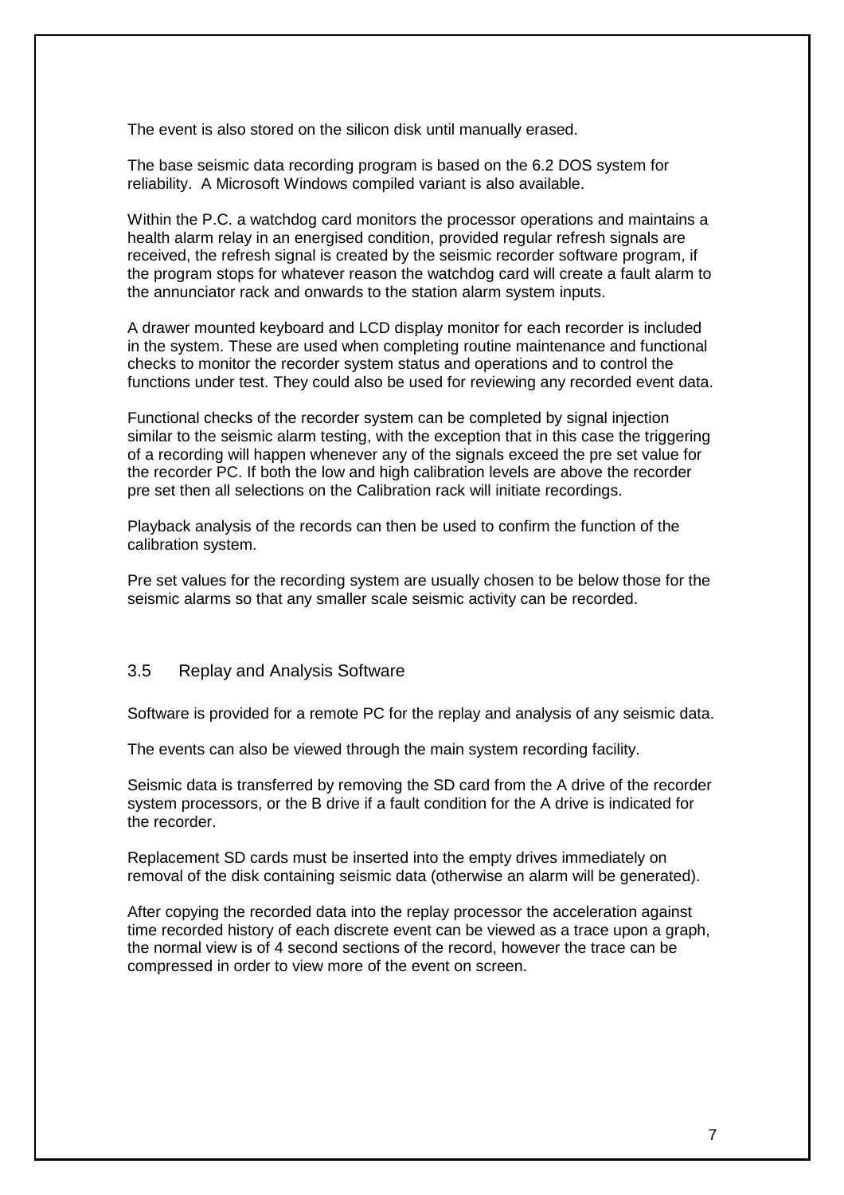The event is also stored on the silicon disk until manually erased.

The base seismic data recording program is based on the 6.2 DOS system for reliability. A Microsoft Windows compiled variant is also available.

Within the P.C. a watchdog card monitors the processor operations and maintains a health alarm relay in an energised condition, provided regular refresh signals are received, the refresh signal is created by the seismic recorder software program, if the program stops for whatever reason the watchdog card will create a fault alarm to the annunciator rack and onwards to the station alarm system inputs.

A drawer mounted keyboard and LCD display monitor for each recorder is included in the system. These are used when completing routine maintenance and functional checks to monitor the recorder system status and operations and to control the functions under test. They could also be used for reviewing any recorded event data.

Functional checks of the recorder system can be completed by signal injection similar to the seismic alarm testing, with the exception that in this case the triggering of a recording will happen whenever any of the signals exceed the pre set value for the recorder PC. If both the low and high calibration levels are above the recorder pre set then all selections on the Calibration rack will initiate recordings.

Playback analysis of the records can then be used to confirm the function of the calibration system.

Pre set values for the recording system are usually chosen to be below those for the seismic alarms so that any smaller scale seismic activity can be recorded.

## 3.5 Replay and Analysis Software

Software is provided for a remote PC for the replay and analysis of any seismic data.

The events can also be viewed through the main system recording facility.

Seismic data is transferred by removing the SD card from the A drive of the recorder system processors, or the B drive if a fault condition for the A drive is indicated for the recorder.

Replacement SD cards must be inserted into the empty drives immediately on removal of the disk containing seismic data (otherwise an alarm will be generated).

After copying the recorded data into the replay processor the acceleration against time recorded history of each discrete event can be viewed as a trace upon a graph, the normal view is of 4 second sections of the record, however the trace can be compressed in order to view more of the event on screen.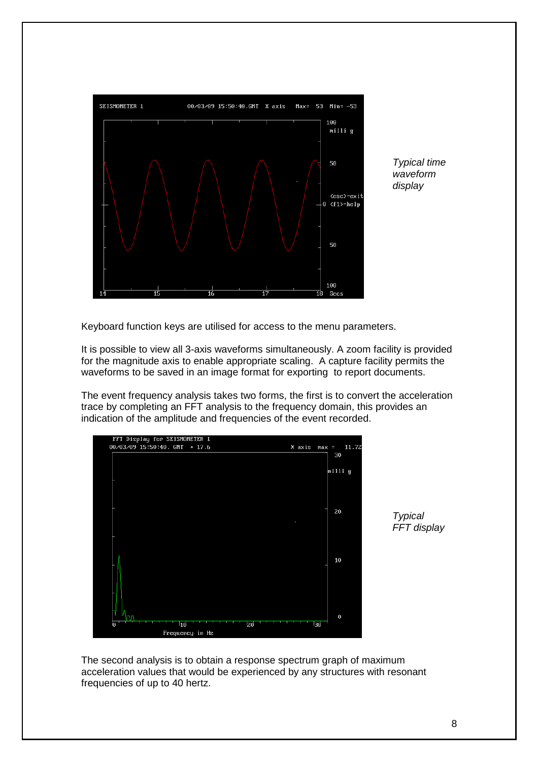*Typical time waveform display*

Keyboard function keys are utilised for access to the menu parameters.

It is possible to view all 3-axis waveforms simultaneously. A zoom facility is provided for the magnitude axis to enable appropriate scaling. A capture facility permits the waveforms to be saved in an image format for exporting to report documents.

The event frequency analysis takes two forms, the first is to convert the acceleration trace by completing an FFT analysis to the frequency domain, this provides an indication of the amplitude and frequencies of the event recorded.

*Typical FFT display*

The second analysis is to obtain a response spectrum graph of maximum acceleration values that would be experienced by any structures with resonant frequencies of up to 40 hertz.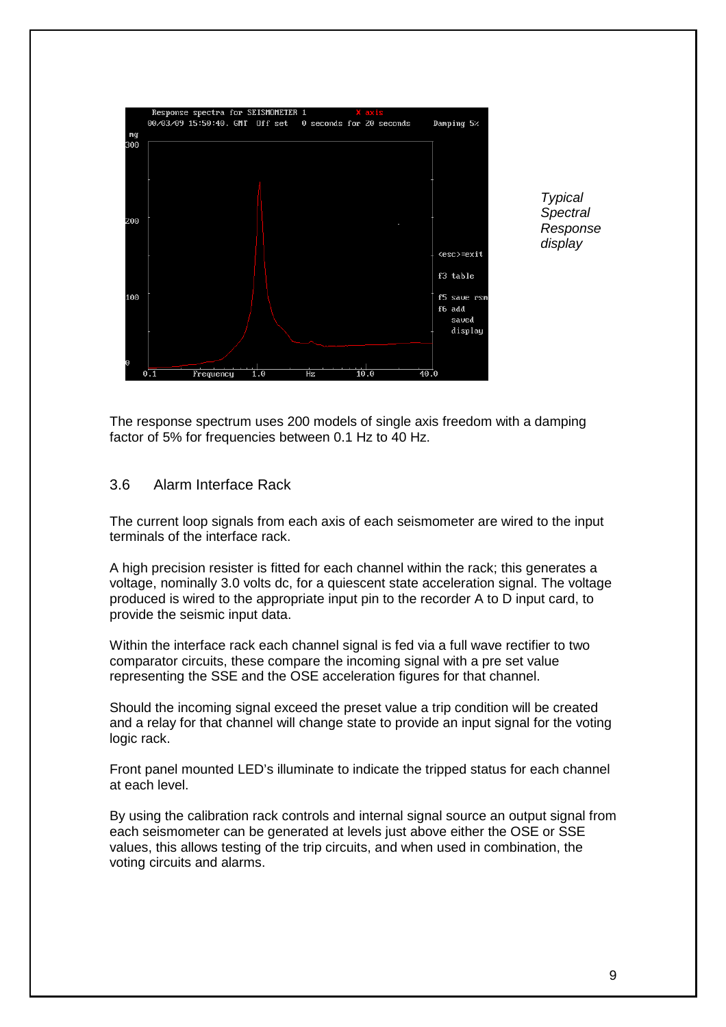*Typical Spectral Response display*

The response spectrum uses 200 models of single axis freedom with a damping factor of 5% for frequencies between 0.1 Hz to 40 Hz.

## 3.6 Alarm Interface Rack

The current loop signals from each axis of each seismometer are wired to the input terminals of the interface rack.

A high precision resister is fitted for each channel within the rack; this generates a voltage, nominally 3.0 volts dc, for a quiescent state acceleration signal. The voltage produced is wired to the appropriate input pin to the recorder A to D input card, to provide the seismic input data.

Within the interface rack each channel signal is fed via a full wave rectifier to two comparator circuits, these compare the incoming signal with a pre set value representing the SSE and the OSE acceleration figures for that channel.

Should the incoming signal exceed the preset value a trip condition will be created and a relay for that channel will change state to provide an input signal for the voting logic rack.

Front panel mounted LED's illuminate to indicate the tripped status for each channel at each level.

By using the calibration rack controls and internal signal source an output signal from each seismometer can be generated at levels just above either the OSE or SSE values, this allows testing of the trip circuits, and when used in combination, the voting circuits and alarms.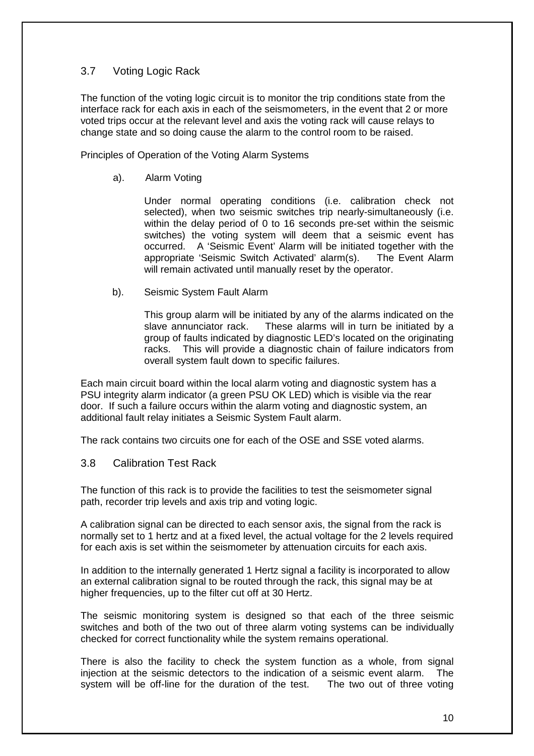## 3.7 Voting Logic Rack

The function of the voting logic circuit is to monitor the trip conditions state from the interface rack for each axis in each of the seismometers, in the event that 2 or more voted trips occur at the relevant level and axis the voting rack will cause relays to change state and so doing cause the alarm to the control room to be raised.

Principles of Operation of the Voting Alarm Systems

a). Alarm Voting

Under normal operating conditions (i.e. calibration check not selected), when two seismic switches trip nearly-simultaneously (i.e. within the delay period of 0 to 16 seconds pre-set within the seismic switches) the voting system will deem that a seismic event has occurred. A 'Seismic Event' Alarm will be initiated together with the appropriate 'Seismic Switch Activated' alarm(s). The Event Alarm will remain activated until manually reset by the operator.

b). Seismic System Fault Alarm

This group alarm will be initiated by any of the alarms indicated on the slave annunciator rack. These alarms will in turn be initiated by a group of faults indicated by diagnostic LED's located on the originating racks. This will provide a diagnostic chain of failure indicators from overall system fault down to specific failures.

Each main circuit board within the local alarm voting and diagnostic system has a PSU integrity alarm indicator (a green PSU OK LED) which is visible via the rear door. If such a failure occurs within the alarm voting and diagnostic system, an additional fault relay initiates a Seismic System Fault alarm.

The rack contains two circuits one for each of the OSE and SSE voted alarms.

## 3.8 Calibration Test Rack

The function of this rack is to provide the facilities to test the seismometer signal path, recorder trip levels and axis trip and voting logic.

A calibration signal can be directed to each sensor axis, the signal from the rack is normally set to 1 hertz and at a fixed level, the actual voltage for the 2 levels required for each axis is set within the seismometer by attenuation circuits for each axis.

In addition to the internally generated 1 Hertz signal a facility is incorporated to allow an external calibration signal to be routed through the rack, this signal may be at higher frequencies, up to the filter cut off at 30 Hertz.

The seismic monitoring system is designed so that each of the three seismic switches and both of the two out of three alarm voting systems can be individually checked for correct functionality while the system remains operational.

There is also the facility to check the system function as a whole, from signal injection at the seismic detectors to the indication of a seismic event alarm. The system will be off-line for the duration of the test. The two out of three voting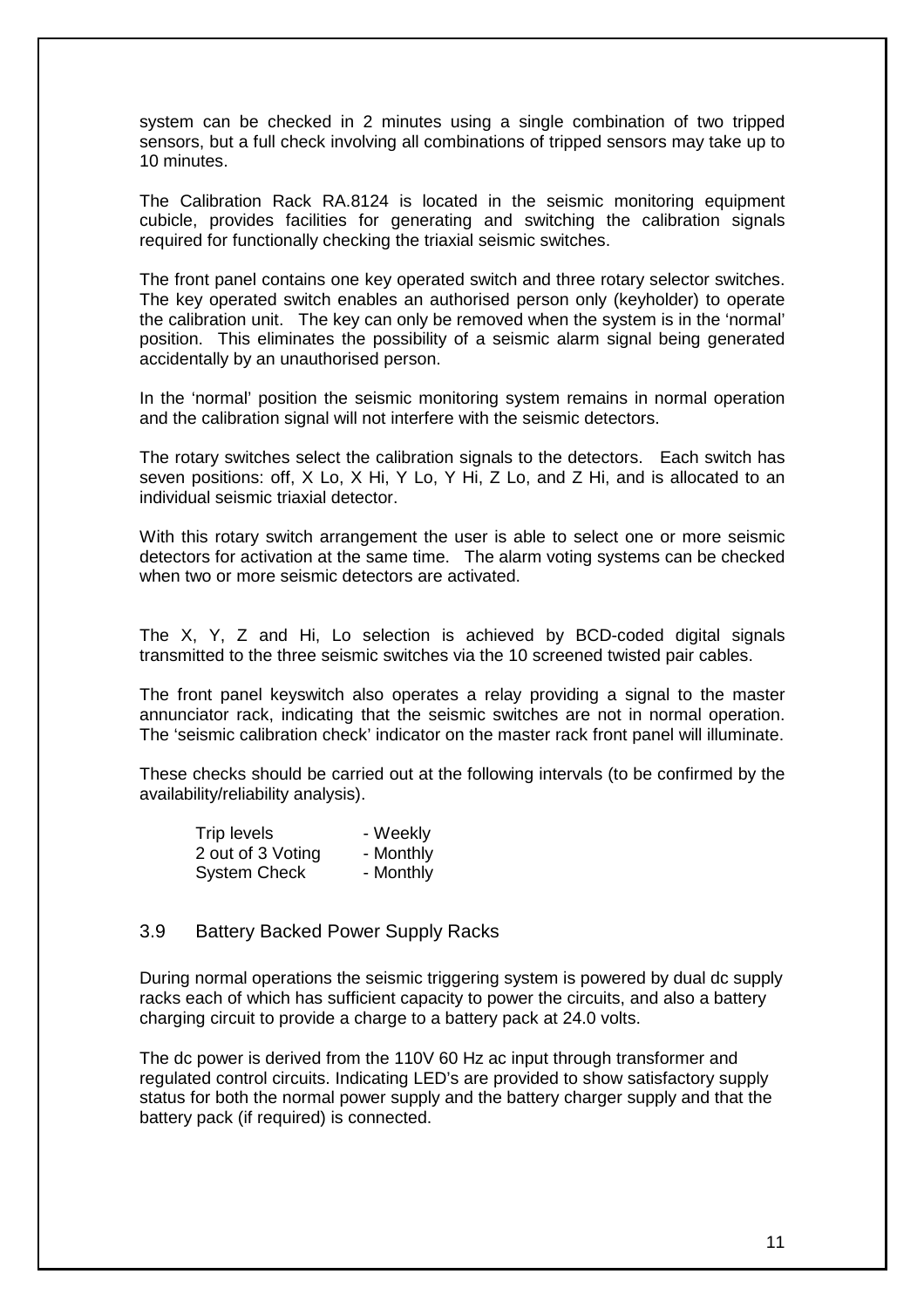system can be checked in 2 minutes using a single combination of two tripped sensors, but a full check involving all combinations of tripped sensors may take up to 10 minutes.

The Calibration Rack RA.8124 is located in the seismic monitoring equipment cubicle, provides facilities for generating and switching the calibration signals required for functionally checking the triaxial seismic switches.

The front panel contains one key operated switch and three rotary selector switches. The key operated switch enables an authorised person only (keyholder) to operate the calibration unit. The key can only be removed when the system is in the 'normal' position. This eliminates the possibility of a seismic alarm signal being generated accidentally by an unauthorised person.

In the 'normal' position the seismic monitoring system remains in normal operation and the calibration signal will not interfere with the seismic detectors.

The rotary switches select the calibration signals to the detectors. Each switch has seven positions: off, X Lo, X Hi, Y Lo, Y Hi, Z Lo, and Z Hi, and is allocated to an individual seismic triaxial detector.

With this rotary switch arrangement the user is able to select one or more seismic detectors for activation at the same time. The alarm voting systems can be checked when two or more seismic detectors are activated.

The X, Y, Z and Hi, Lo selection is achieved by BCD-coded digital signals transmitted to the three seismic switches via the 10 screened twisted pair cables.

The front panel keyswitch also operates a relay providing a signal to the master annunciator rack, indicating that the seismic switches are not in normal operation. The 'seismic calibration check' indicator on the master rack front panel will illuminate.

These checks should be carried out at the following intervals (to be confirmed by the availability/reliability analysis).

| | |
|---|---|
| Trip levels | - Weekly |
| 2 out of 3 Voting | - Monthly |
| System Check | - Monthly |

## 3.9 Battery Backed Power Supply Racks

During normal operations the seismic triggering system is powered by dual dc supply racks each of which has sufficient capacity to power the circuits, and also a battery charging circuit to provide a charge to a battery pack at 24.0 volts.

The dc power is derived from the 110V 60 Hz ac input through transformer and regulated control circuits. Indicating LED's are provided to show satisfactory supply status for both the normal power supply and the battery charger supply and that the battery pack (if required) is connected.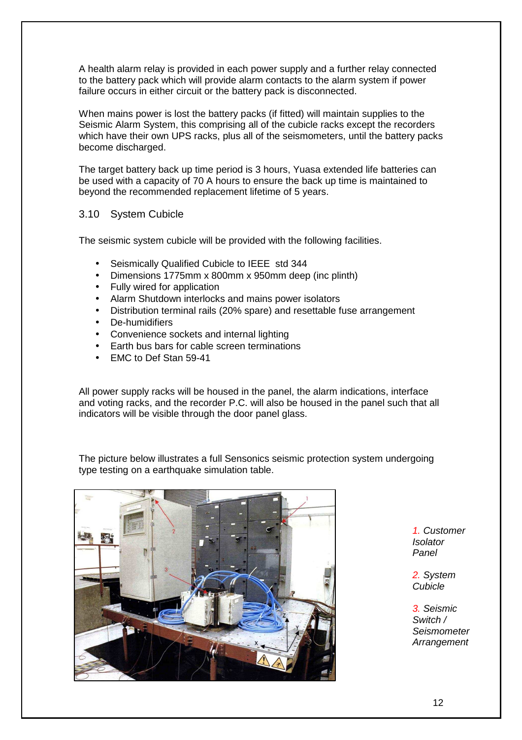A health alarm relay is provided in each power supply and a further relay connected to the battery pack which will provide alarm contacts to the alarm system if power failure occurs in either circuit or the battery pack is disconnected.

When mains power is lost the battery packs (if fitted) will maintain supplies to the Seismic Alarm System, this comprising all of the cubicle racks except the recorders which have their own UPS racks, plus all of the seismometers, until the battery packs become discharged.

The target battery back up time period is 3 hours, Yuasa extended life batteries can be used with a capacity of 70 A hours to ensure the back up time is maintained to beyond the recommended replacement lifetime of 5 years.

## 3.10 System Cubicle

The seismic system cubicle will be provided with the following facilities.

- Seismically Qualified Cubicle to IEEE std 344
- Dimensions 1775mm x 800mm x 950mm deep (inc plinth)
- Fully wired for application
- Alarm Shutdown interlocks and mains power isolators
- Distribution terminal rails (20% spare) and resettable fuse arrangement
- De-humidifiers
- Convenience sockets and internal lighting
- Earth bus bars for cable screen terminations
- EMC to Def Stan 59-41

All power supply racks will be housed in the panel, the alarm indications, interface and voting racks, and the recorder P.C. will also be housed in the panel such that all indicators will be visible through the door panel glass.

The picture below illustrates a full Sensonics seismic protection system undergoing type testing on a earthquake simulation table.

*1. Customer Isolator Panel*

*2. System Cubicle*

*3. Seismic Switch / Seismometer Arrangement*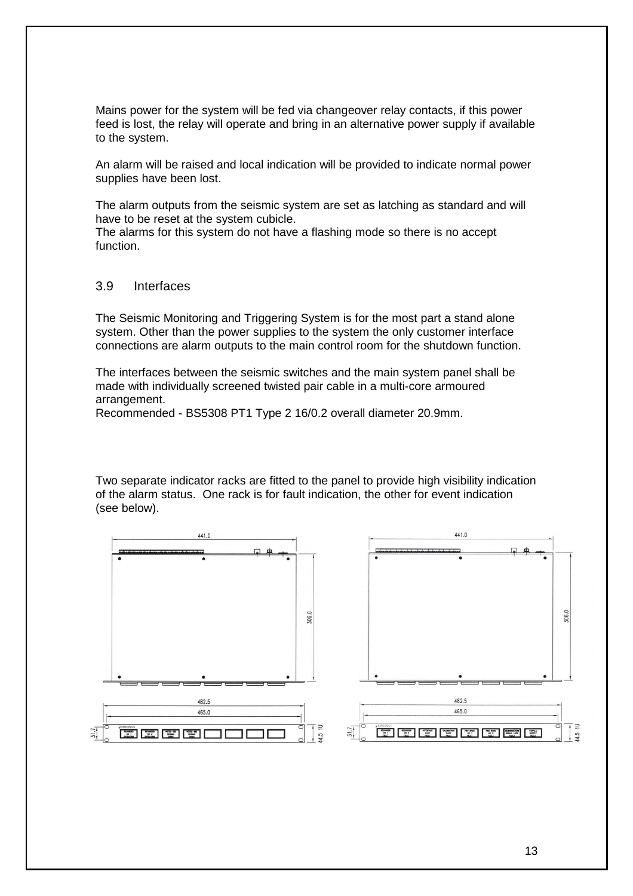Mains power for the system will be fed via changeover relay contacts, if this power feed is lost, the relay will operate and bring in an alternative power supply if available to the system.

An alarm will be raised and local indication will be provided to indicate normal power supplies have been lost.

The alarm outputs from the seismic system are set as latching as standard and will have to be reset at the system cubicle.
The alarms for this system do not have a flashing mode so there is no accept function.

## 3.9 Interfaces

The Seismic Monitoring and Triggering System is for the most part a stand alone system. Other than the power supplies to the system the only customer interface connections are alarm outputs to the main control room for the shutdown function.

The interfaces between the seismic switches and the main system panel shall be made with individually screened twisted pair cable in a multi-core armoured arrangement.
Recommended - BS5308 PT1 Type 2 16/0.2 overall diameter 20.9mm.

Two separate indicator racks are fitted to the panel to provide high visibility indication of the alarm status. One rack is for fault indication, the other for event indication (see below).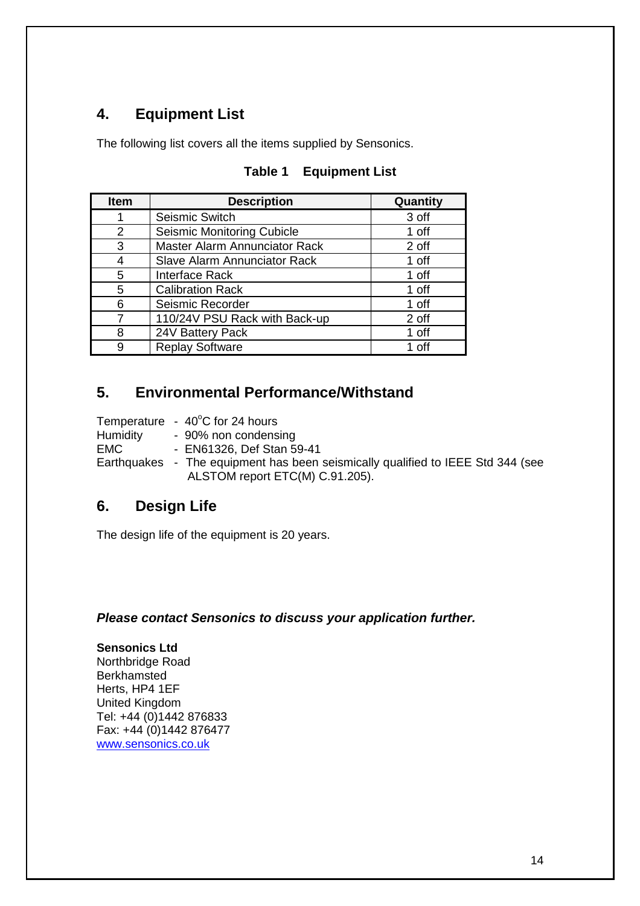## 4. Equipment List

The following list covers all the items supplied by Sensonics.

**Table 1 Equipment List**

| Item | Description | Quantity |
|---|---|---|
| 1 | Seismic Switch | 3 off |
| 2 | Seismic Monitoring Cubicle | 1 off |
| 3 | Master Alarm Annunciator Rack | 2 off |
| 4 | Slave Alarm Annunciator Rack | 1 off |
| 5 | Interface Rack | 1 off |
| 5 | Calibration Rack | 1 off |
| 6 | Seismic Recorder | 1 off |
| 7 | 110/24V PSU Rack with Back-up | 2 off |
| 8 | 24V Battery Pack | 1 off |
| 9 | Replay Software | 1 off |

## 5. Environmental Performance/Withstand

Temperature - 40°C for 24 hours
Humidity - 90% non condensing
EMC - EN61326, Def Stan 59-41
Earthquakes - The equipment has been seismically qualified to IEEE Std 344 (see ALSTOM report ETC(M) C.91.205).

## 6. Design Life

The design life of the equipment is 20 years.

***Please contact Sensonics to discuss your application further.***

**Sensonics Ltd**
Northbridge Road
Berkhamsted
Herts, HP4 1EF
United Kingdom
Tel: +44 (0)1442 876833
Fax: +44 (0)1442 876477
www.sensonics.co.uk